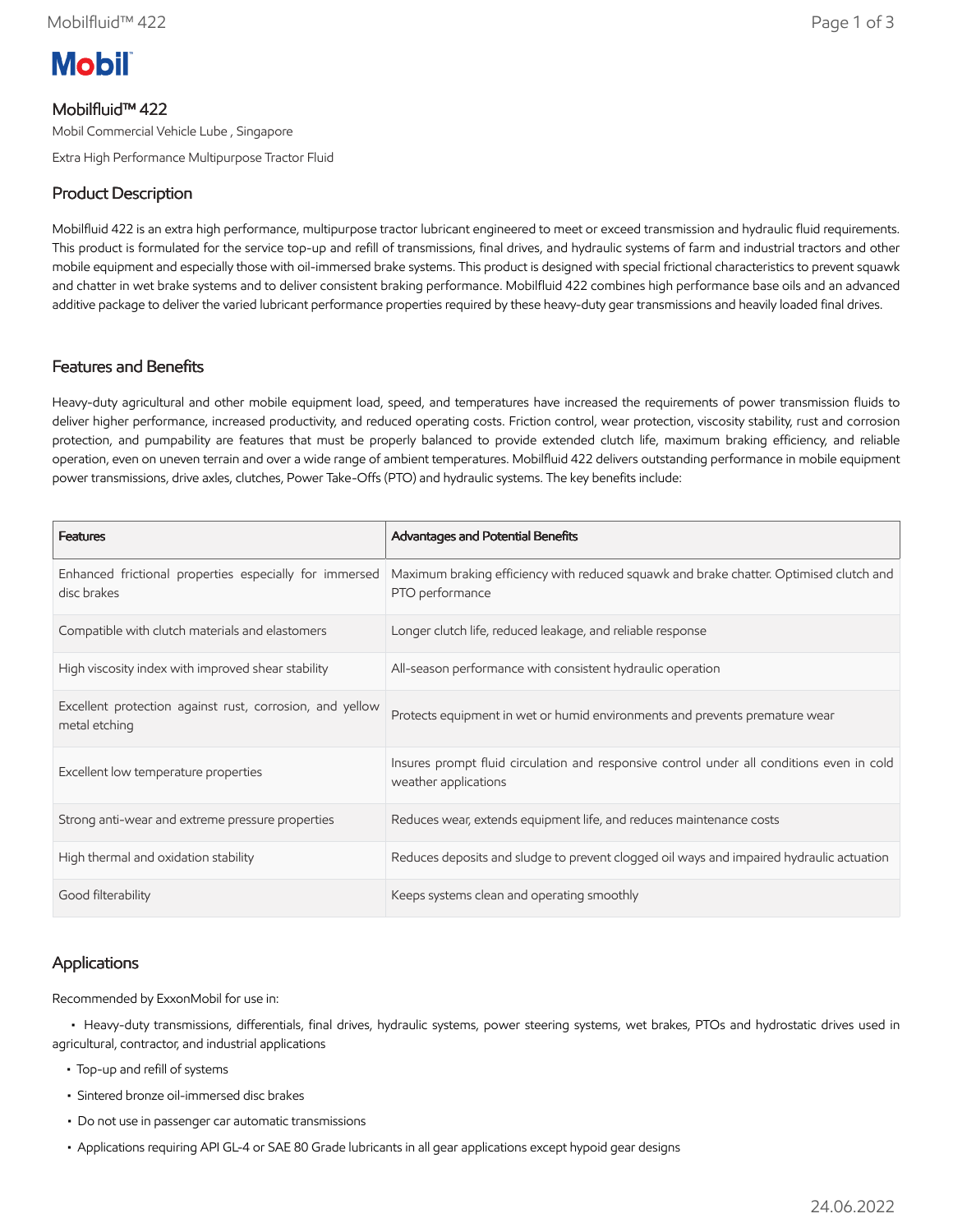# Mobilfluid™ 422

Mobil Commercial Vehicle Lube , Singapore

Extra High Performance Multipurpose Tractor Fluid

## Product Description

Mobilfluid 422 is an extra high performance, multipurpose tractor lubricant engineered to meet or exceed transmission and hydraulic fluid requirements. This product is formulated for the service top-up and refill of transmissions, final drives, and hydraulic systems of farm and industrial tractors and other mobile equipment and especially those with oil-immersed brake systems. This product is designed with special frictional characteristics to prevent squawk and chatter in wet brake systems and to deliver consistent braking performance. Mobilfluid 422 combines high performance base oils and an advanced additive package to deliver the varied lubricant performance properties required by these heavy-duty gear transmissions and heavily loaded final drives.

## Features and Benefits

Heavy-duty agricultural and other mobile equipment load, speed, and temperatures have increased the requirements of power transmission fluids to deliver higher performance, increased productivity, and reduced operating costs. Friction control, wear protection, viscosity stability, rust and corrosion protection, and pumpability are features that must be properly balanced to provide extended clutch life, maximum braking efficiency, and reliable operation, even on uneven terrain and over a wide range of ambient temperatures. Mobilfluid 422 delivers outstanding performance in mobile equipment power transmissions, drive axles, clutches, Power Take-Offs (PTO) and hydraulic systems. The key benefits include:

| Features | Advantages and Potential Benefits |
|---|---|
| Enhanced frictional properties especially for immersed disc brakes | Maximum braking efficiency with reduced squawk and brake chatter. Optimised clutch and PTO performance |
| Compatible with clutch materials and elastomers | Longer clutch life, reduced leakage, and reliable response |
| High viscosity index with improved shear stability | All-season performance with consistent hydraulic operation |
| Excellent protection against rust, corrosion, and yellow metal etching | Protects equipment in wet or humid environments and prevents premature wear |
| Excellent low temperature properties | Insures prompt fluid circulation and responsive control under all conditions even in cold weather applications |
| Strong anti-wear and extreme pressure properties | Reduces wear, extends equipment life, and reduces maintenance costs |
| High thermal and oxidation stability | Reduces deposits and sludge to prevent clogged oil ways and impaired hydraulic actuation |
| Good filterability | Keeps systems clean and operating smoothly |

## Applications

Recommended by ExxonMobil for use in:

- Heavy-duty transmissions, differentials, final drives, hydraulic systems, power steering systems, wet brakes, PTOs and hydrostatic drives used in agricultural, contractor, and industrial applications
- Top-up and refill of systems
- Sintered bronze oil-immersed disc brakes
- Do not use in passenger car automatic transmissions
- Applications requiring API GL-4 or SAE 80 Grade lubricants in all gear applications except hypoid gear designs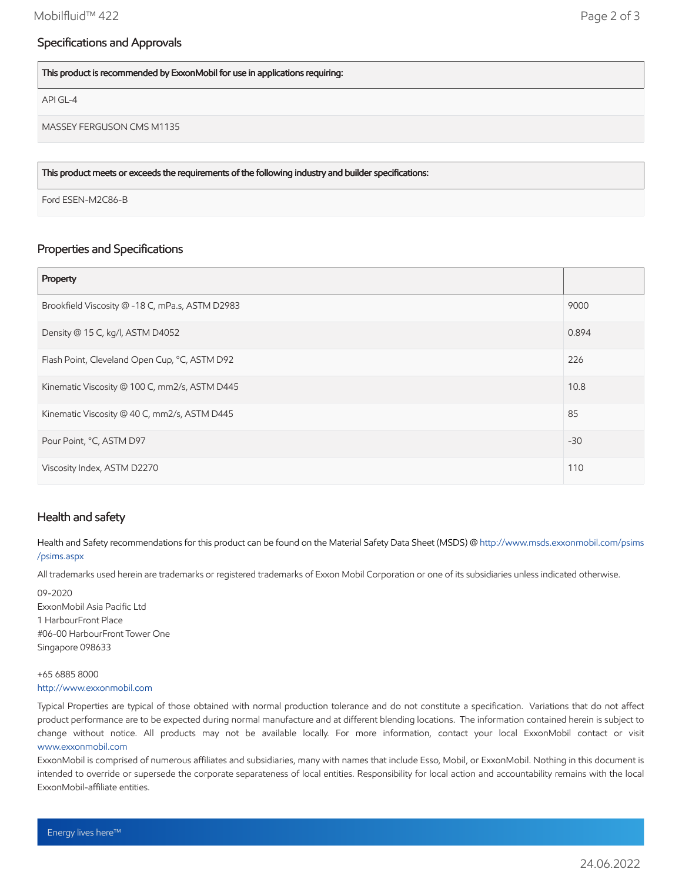## Specifications and Approvals

| This product is recommended by ExxonMobil for use in applications requiring: |
|---|
| API GL-4 |
| MASSEY FERGUSON CMS M1135 |

| This product meets or exceeds the requirements of the following industry and builder specifications: |
|---|
| Ford ESEN-M2C86-B |

## Properties and Specifications

| Property | |
|---|---|
| Brookfield Viscosity @ -18 C, mPa.s, ASTM D2983 | 9000 |
| Density @ 15 C, kg/l, ASTM D4052 | 0.894 |
| Flash Point, Cleveland Open Cup, °C, ASTM D92 | 226 |
| Kinematic Viscosity @ 100 C, mm2/s, ASTM D445 | 10.8 |
| Kinematic Viscosity @ 40 C, mm2/s, ASTM D445 | 85 |
| Pour Point, °C, ASTM D97 | -30 |
| Viscosity Index, ASTM D2270 | 110 |

## Health and safety

Health and Safety recommendations for this product can be found on the Material Safety Data Sheet (MSDS) @ http://www.msds.exxonmobil.com/psims/psims.aspx

All trademarks used herein are trademarks or registered trademarks of Exxon Mobil Corporation or one of its subsidiaries unless indicated otherwise.

09-2020
ExxonMobil Asia Pacific Ltd
1 HarbourFront Place
#06-00 HarbourFront Tower One
Singapore 098633

+65 6885 8000
http://www.exxonmobil.com

Typical Properties are typical of those obtained with normal production tolerance and do not constitute a specification. Variations that do not affect product performance are to be expected during normal manufacture and at different blending locations. The information contained herein is subject to change without notice. All products may not be available locally. For more information, contact your local ExxonMobil contact or visit www.exxonmobil.com

ExxonMobil is comprised of numerous affiliates and subsidiaries, many with names that include Esso, Mobil, or ExxonMobil. Nothing in this document is intended to override or supersede the corporate separateness of local entities. Responsibility for local action and accountability remains with the local ExxonMobil-affiliate entities.

Energy lives here™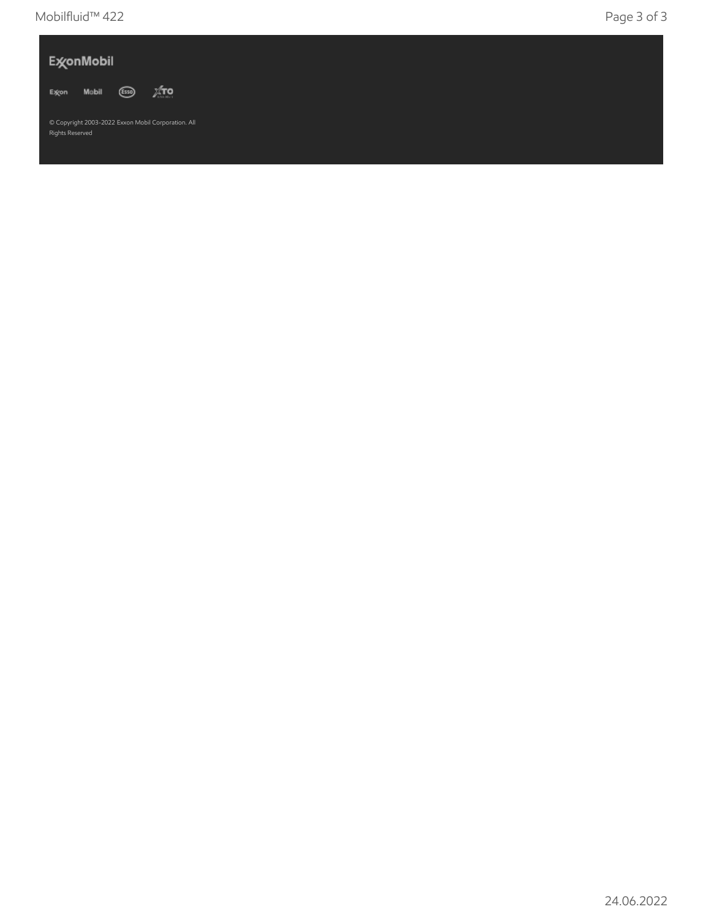ExxonMobil

Exxon Mobil Esso XTO

© Copyright 2003-2022 Exxon Mobil Corporation. All Rights Reserved